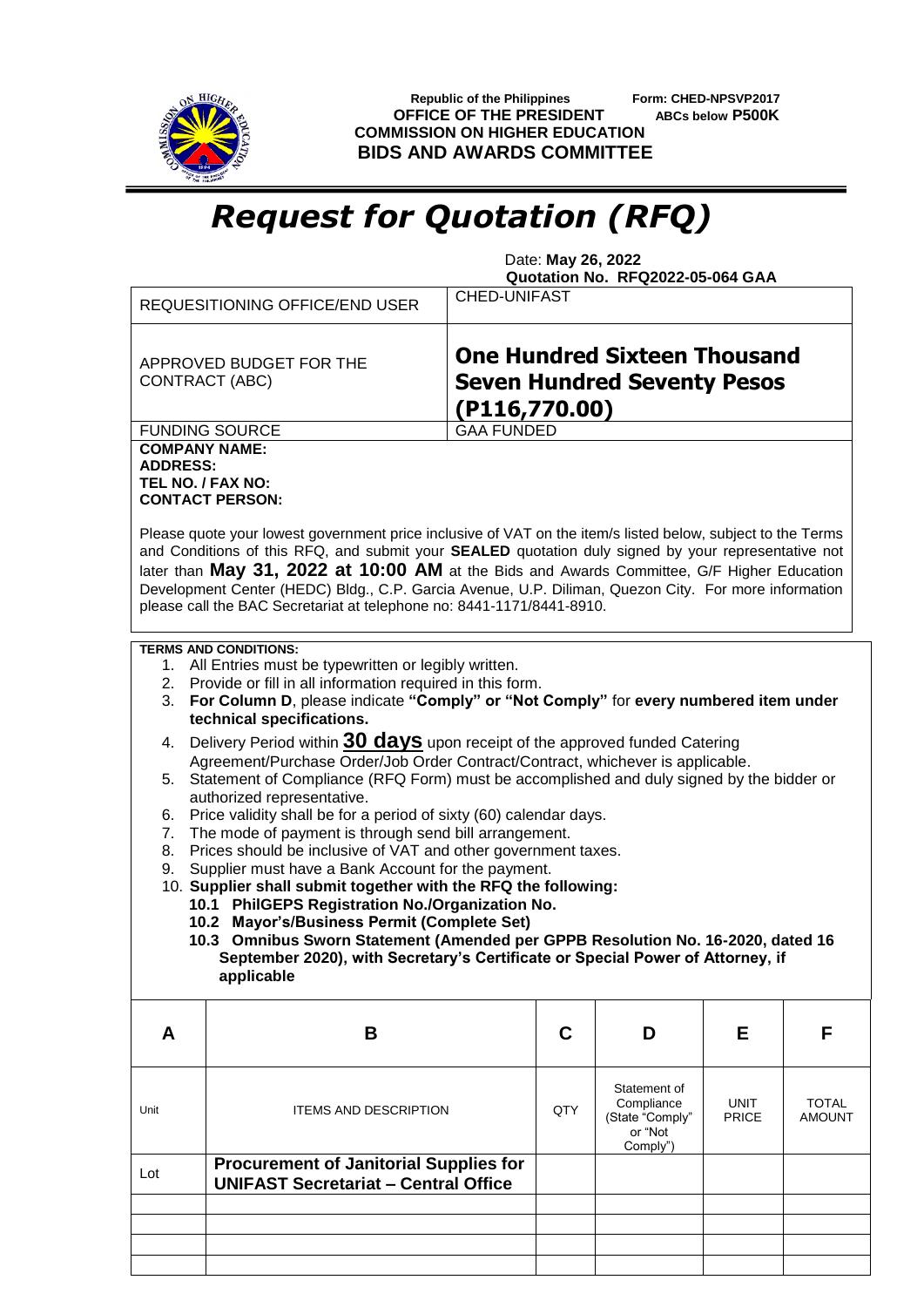Republic of the Philippines
**OFFICE OF THE PRESIDENT**
**COMMISSION ON HIGHER EDUCATION**
**BIDS AND AWARDS COMMITTEE**

**Form: CHED-NPSVP2017**
**ABCs below P500K**

# *Request for Quotation (RFQ)*

Date: **May 26, 2022**
**Quotation No. RFQ2022-05-064 GAA**

| REQUESITIONING OFFICE/END USER | CHED-UNIFAST |
|---|---|
| APPROVED BUDGET FOR THE CONTRACT (ABC) | **One Hundred Sixteen Thousand Seven Hundred Seventy Pesos (P116,770.00)** |
| FUNDING SOURCE | GAA FUNDED |

**COMPANY NAME:**
**ADDRESS:**
**TEL NO. / FAX NO:**
**CONTACT PERSON:**

Please quote your lowest government price inclusive of VAT on the item/s listed below, subject to the Terms and Conditions of this RFQ, and submit your **SEALED** quotation duly signed by your representative not later than **May 31, 2022 at 10:00 AM** at the Bids and Awards Committee, G/F Higher Education Development Center (HEDC) Bldg., C.P. Garcia Avenue, U.P. Diliman, Quezon City. For more information please call the BAC Secretariat at telephone no: 8441-1171/8441-8910.

**TERMS AND CONDITIONS:**

1. All Entries must be typewritten or legibly written.
2. Provide or fill in all information required in this form.
3. **For Column D**, please indicate **"Comply" or "Not Comply"** for **every numbered item under technical specifications.**
4. Delivery Period within **30 days** upon receipt of the approved funded Catering Agreement/Purchase Order/Job Order Contract/Contract, whichever is applicable.
5. Statement of Compliance (RFQ Form) must be accomplished and duly signed by the bidder or authorized representative.
6. Price validity shall be for a period of sixty (60) calendar days.
7. The mode of payment is through send bill arrangement.
8. Prices should be inclusive of VAT and other government taxes.
9. Supplier must have a Bank Account for the payment.
10. **Supplier shall submit together with the RFQ the following:**
    - **10.1 PhilGEPS Registration No./Organization No.**
    - **10.2 Mayor's/Business Permit (Complete Set)**
    - **10.3 Omnibus Sworn Statement (Amended per GPPB Resolution No. 16-2020, dated 16 September 2020), with Secretary's Certificate or Special Power of Attorney, if applicable**

| A | B | C | D | E | F |
|---|---|---|---|---|---|
| Unit | ITEMS AND DESCRIPTION | QTY | Statement of Compliance (State "Comply" or "Not Comply") | UNIT PRICE | TOTAL AMOUNT |
| Lot | **Procurement of Janitorial Supplies for UNIFAST Secretariat – Central Office** | | | | |
| | | | | | |
| | | | | | |
| | | | | | |
| | | | | | |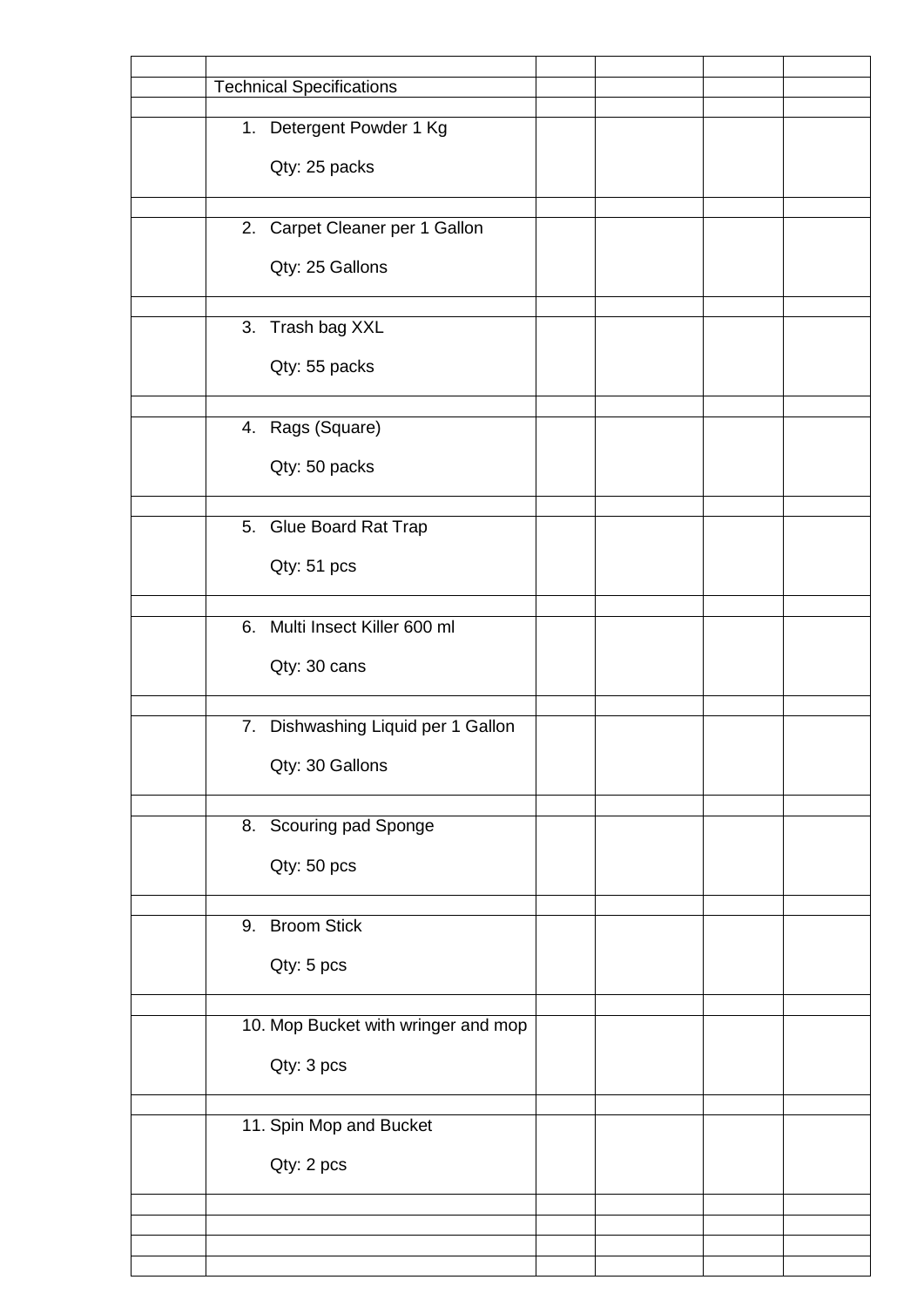| | | | | | |
|---|---|---|---|---|---|
| | Technical Specifications | | | | |
| | | | | | |
| | 1. Detergent Powder 1 Kg<br><br>Qty: 25 packs | | | | |
| | | | | | |
| | 2. Carpet Cleaner per 1 Gallon<br><br>Qty: 25 Gallons | | | | |
| | | | | | |
| | 3. Trash bag XXL<br><br>Qty: 55 packs | | | | |
| | | | | | |
| | 4. Rags (Square)<br><br>Qty: 50 packs | | | | |
| | | | | | |
| | 5. Glue Board Rat Trap<br><br>Qty: 51 pcs | | | | |
| | | | | | |
| | 6. Multi Insect Killer 600 ml<br><br>Qty: 30 cans | | | | |
| | | | | | |
| | 7. Dishwashing Liquid per 1 Gallon<br><br>Qty: 30 Gallons | | | | |
| | | | | | |
| | 8. Scouring pad Sponge<br><br>Qty: 50 pcs | | | | |
| | | | | | |
| | 9. Broom Stick<br><br>Qty: 5 pcs | | | | |
| | | | | | |
| | 10. Mop Bucket with wringer and mop<br><br>Qty: 3 pcs | | | | |
| | | | | | |
| | 11. Spin Mop and Bucket<br><br>Qty: 2 pcs | | | | |
| | | | | | |
| | | | | | |
| | | | | | |
| | | | | | |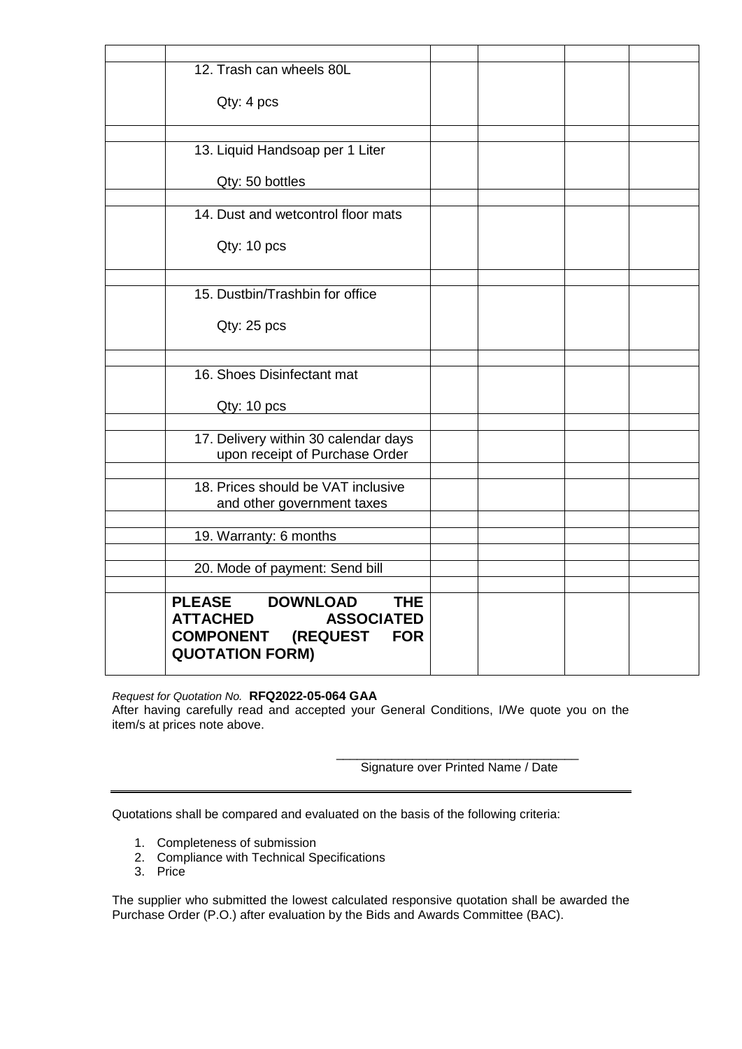| | | | | | |
|---|---|---|---|---|---|
| | 12. Trash can wheels 80L<br><br>Qty: 4 pcs | | | | |
| | | | | | |
| | 13. Liquid Handsoap per 1 Liter<br><br>Qty: 50 bottles | | | | |
| | | | | | |
| | 14. Dust and wetcontrol floor mats<br><br>Qty: 10 pcs | | | | |
| | | | | | |
| | 15. Dustbin/Trashbin for office<br><br>Qty: 25 pcs | | | | |
| | | | | | |
| | 16. Shoes Disinfectant mat<br><br>Qty: 10 pcs | | | | |
| | | | | | |
| | 17. Delivery within 30 calendar days upon receipt of Purchase Order | | | | |
| | | | | | |
| | 18. Prices should be VAT inclusive and other government taxes | | | | |
| | | | | | |
| | 19. Warranty: 6 months | | | | |
| | | | | | |
| | 20. Mode of payment: Send bill | | | | |
| | | | | | |
| | **PLEASE DOWNLOAD THE ATTACHED ASSOCIATED COMPONENT (REQUEST FOR QUOTATION FORM)** | | | | |

*Request for Quotation No.* **RFQ2022-05-064 GAA**

After having carefully read and accepted your General Conditions, I/We quote you on the item/s at prices note above.

\_\_\_\_\_\_\_\_\_\_\_\_\_\_\_\_\_\_\_\_\_\_\_\_\_\_\_\_\_\_\_\_\_\_\_

Signature over Printed Name / Date

---

Quotations shall be compared and evaluated on the basis of the following criteria:

1. Completeness of submission
2. Compliance with Technical Specifications
3. Price

The supplier who submitted the lowest calculated responsive quotation shall be awarded the Purchase Order (P.O.) after evaluation by the Bids and Awards Committee (BAC).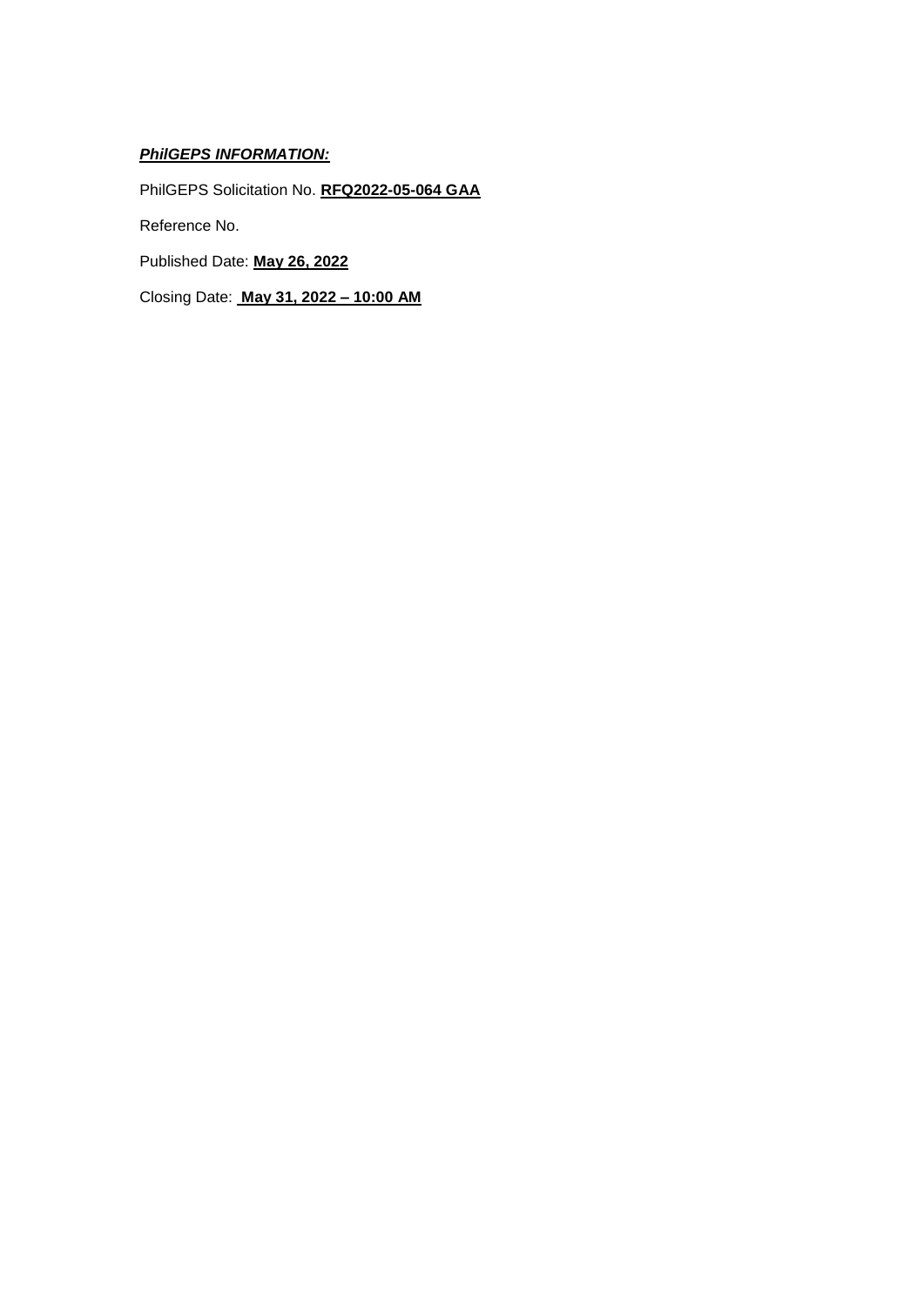***PhilGEPS INFORMATION:***

PhilGEPS Solicitation No. **RFQ2022-05-064 GAA**

Reference No.

Published Date: **May 26, 2022**

Closing Date: **May 31, 2022 – 10:00 AM**